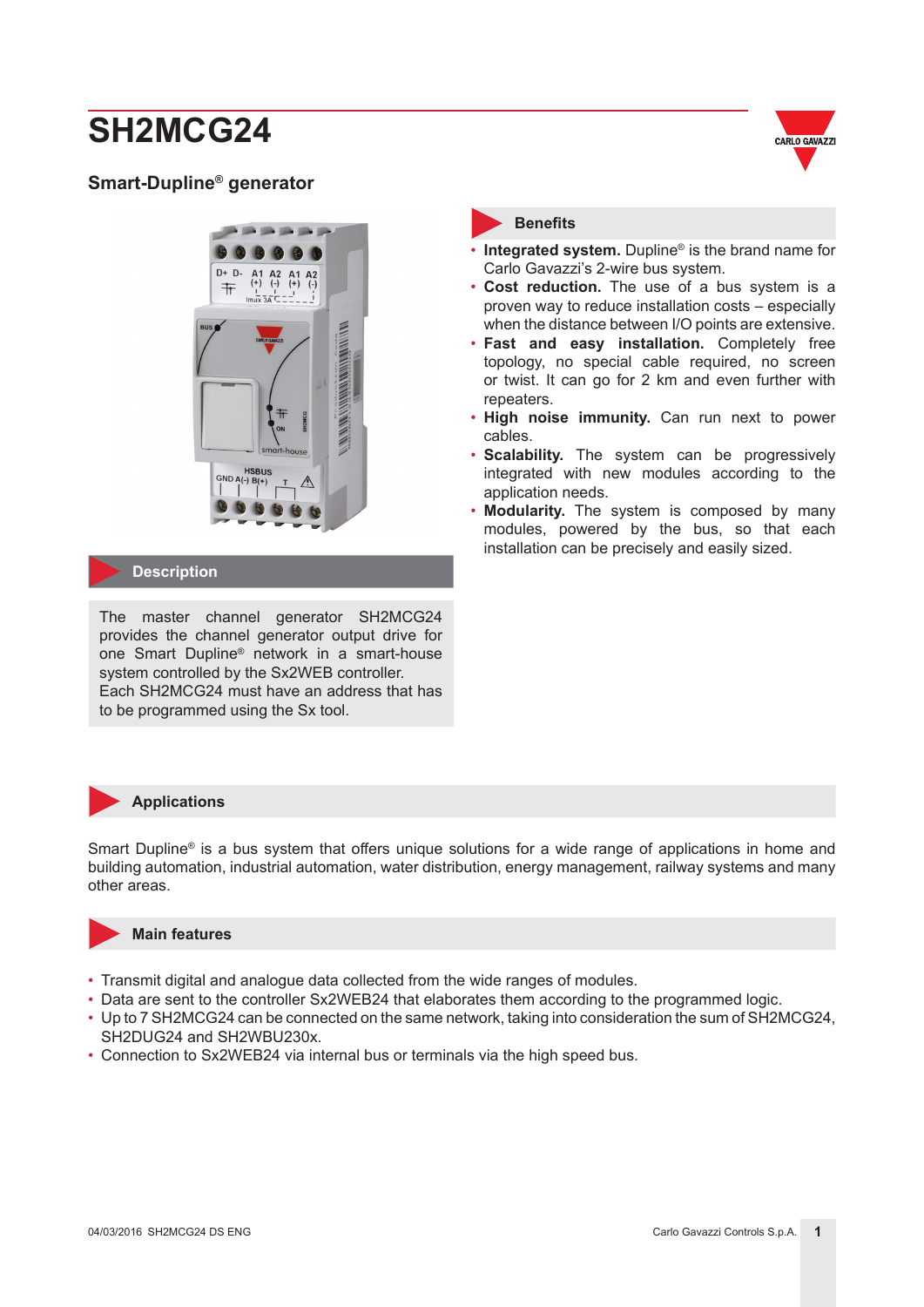# SH2MCG24

## Smart-Dupline® generator

## Description

The master channel generator SH2MCG24 provides the channel generator output drive for one Smart Dupline® network in a smart-house system controlled by the Sx2WEB controller.
Each SH2MCG24 must have an address that has to be programmed using the Sx tool.

## Benefits

- **Integrated system.** Dupline® is the brand name for Carlo Gavazzi's 2-wire bus system.
- **Cost reduction.** The use of a bus system is a proven way to reduce installation costs – especially when the distance between I/O points are extensive.
- **Fast and easy installation.** Completely free topology, no special cable required, no screen or twist. It can go for 2 km and even further with repeaters.
- **High noise immunity.** Can run next to power cables.
- **Scalability.** The system can be progressively integrated with new modules according to the application needs.
- **Modularity.** The system is composed by many modules, powered by the bus, so that each installation can be precisely and easily sized.

## Applications

Smart Dupline® is a bus system that offers unique solutions for a wide range of applications in home and building automation, industrial automation, water distribution, energy management, railway systems and many other areas.

## Main features

- Transmit digital and analogue data collected from the wide ranges of modules.
- Data are sent to the controller Sx2WEB24 that elaborates them according to the programmed logic.
- Up to 7 SH2MCG24 can be connected on the same network, taking into consideration the sum of SH2MCG24, SH2DUG24 and SH2WBU230x.
- Connection to Sx2WEB24 via internal bus or terminals via the high speed bus.

04/03/2016 SH2MCG24 DS ENG

Carlo Gavazzi Controls S.p.A.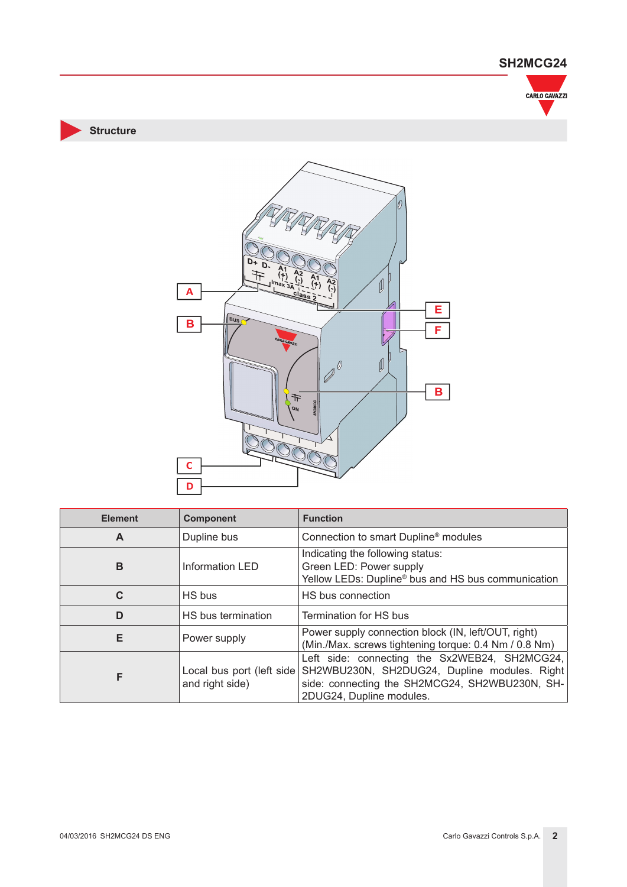## Structure

| Element | Component | Function |
| --- | --- | --- |
| **A** | Dupline bus | Connection to smart Dupline® modules |
| **B** | Information LED | Indicating the following status: Green LED: Power supply Yellow LEDs: Dupline® bus and HS bus communication |
| **C** | HS bus | HS bus connection |
| **D** | HS bus termination | Termination for HS bus |
| **E** | Power supply | Power supply connection block (IN, left/OUT, right) (Min./Max. screws tightening torque: 0.4 Nm / 0.8 Nm) |
| **F** | Local bus port (left side and right side) | Left side: connecting the Sx2WEB24, SH2MCG24, SH2WBU230N, SH2DUG24, Dupline modules. Right side: connecting the SH2MCG24, SH2WBU230N, SH-2DUG24, Dupline modules. |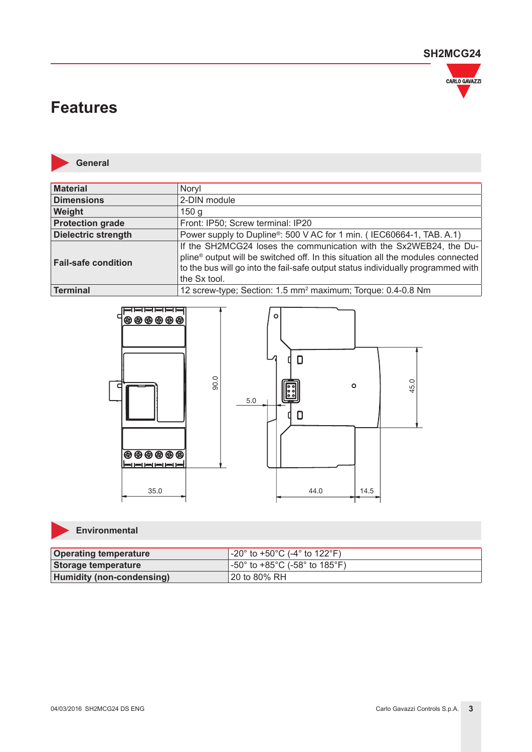# Features

## General

| | |
|---|---|
| **Material** | Noryl |
| **Dimensions** | 2-DIN module |
| **Weight** | 150 g |
| **Protection grade** | Front: IP50; Screw terminal: IP20 |
| **Dielectric strength** | Power supply to Dupline®: 500 V AC for 1 min. ( IEC60664-1, TAB. A.1) |
| **Fail-safe condition** | If the SH2MCG24 loses the communication with the Sx2WEB24, the Dupline® output will be switched off. In this situation all the modules connected to the bus will go into the fail-safe output status individually programmed with the Sx tool. |
| **Terminal** | 12 screw-type; Section: 1.5 mm² maximum; Torque: 0.4-0.8 Nm |

## Environmental

| | |
|---|---|
| **Operating temperature** | -20° to +50°C (-4° to 122°F) |
| **Storage temperature** | -50° to +85°C (-58° to 185°F) |
| **Humidity (non-condensing)** | 20 to 80% RH |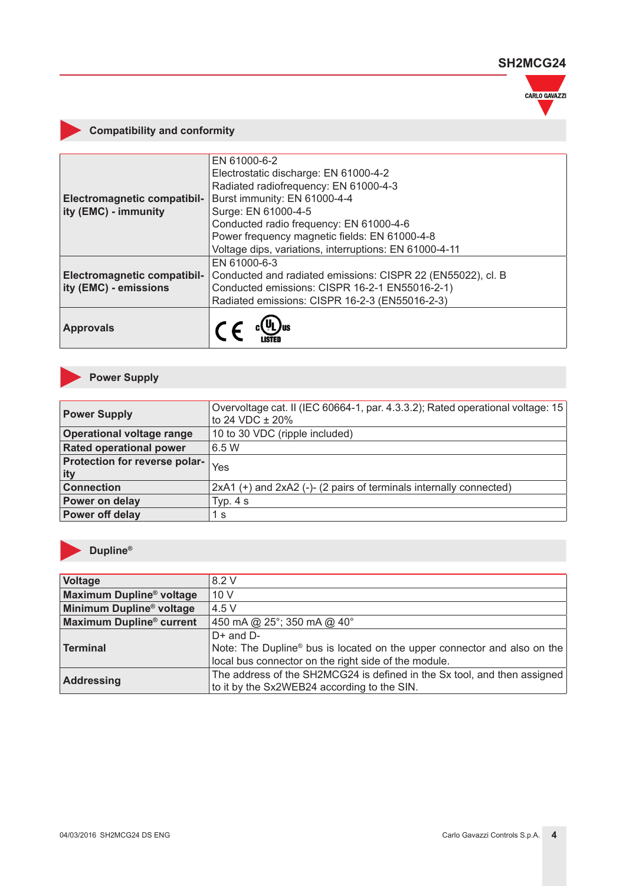## Compatibility and conformity

| | |
|---|---|
| **Electromagnetic compatibility (EMC) - immunity** | EN 61000-6-2<br>Electrostatic discharge: EN 61000-4-2<br>Radiated radiofrequency: EN 61000-4-3<br>Burst immunity: EN 61000-4-4<br>Surge: EN 61000-4-5<br>Conducted radio frequency: EN 61000-4-6<br>Power frequency magnetic fields: EN 61000-4-8<br>Voltage dips, variations, interruptions: EN 61000-4-11 |
| **Electromagnetic compatibility (EMC) - emissions** | EN 61000-6-3<br>Conducted and radiated emissions: CISPR 22 (EN55022), cl. B<br>Conducted emissions: CISPR 16-2-1 EN55016-2-1)<br>Radiated emissions: CISPR 16-2-3 (EN55016-2-3) |
| **Approvals** | CE, cULus LISTED |

## Power Supply

| | |
|---|---|
| **Power Supply** | Overvoltage cat. II (IEC 60664-1, par. 4.3.3.2); Rated operational voltage: 15 to 24 VDC ± 20% |
| **Operational voltage range** | 10 to 30 VDC (ripple included) |
| **Rated operational power** | 6.5 W |
| **Protection for reverse polarity** | Yes |
| **Connection** | 2xA1 (+) and 2xA2 (-)- (2 pairs of terminals internally connected) |
| **Power on delay** | Typ. 4 s |
| **Power off delay** | 1 s |

## Dupline®

| | |
|---|---|
| **Voltage** | 8.2 V |
| **Maximum Dupline® voltage** | 10 V |
| **Minimum Dupline® voltage** | 4.5 V |
| **Maximum Dupline® current** | 450 mA @ 25°; 350 mA @ 40° |
| **Terminal** | D+ and D-<br>Note: The Dupline® bus is located on the upper connector and also on the local bus connector on the right side of the module. |
| **Addressing** | The address of the SH2MCG24 is defined in the Sx tool, and then assigned to it by the Sx2WEB24 according to the SIN. |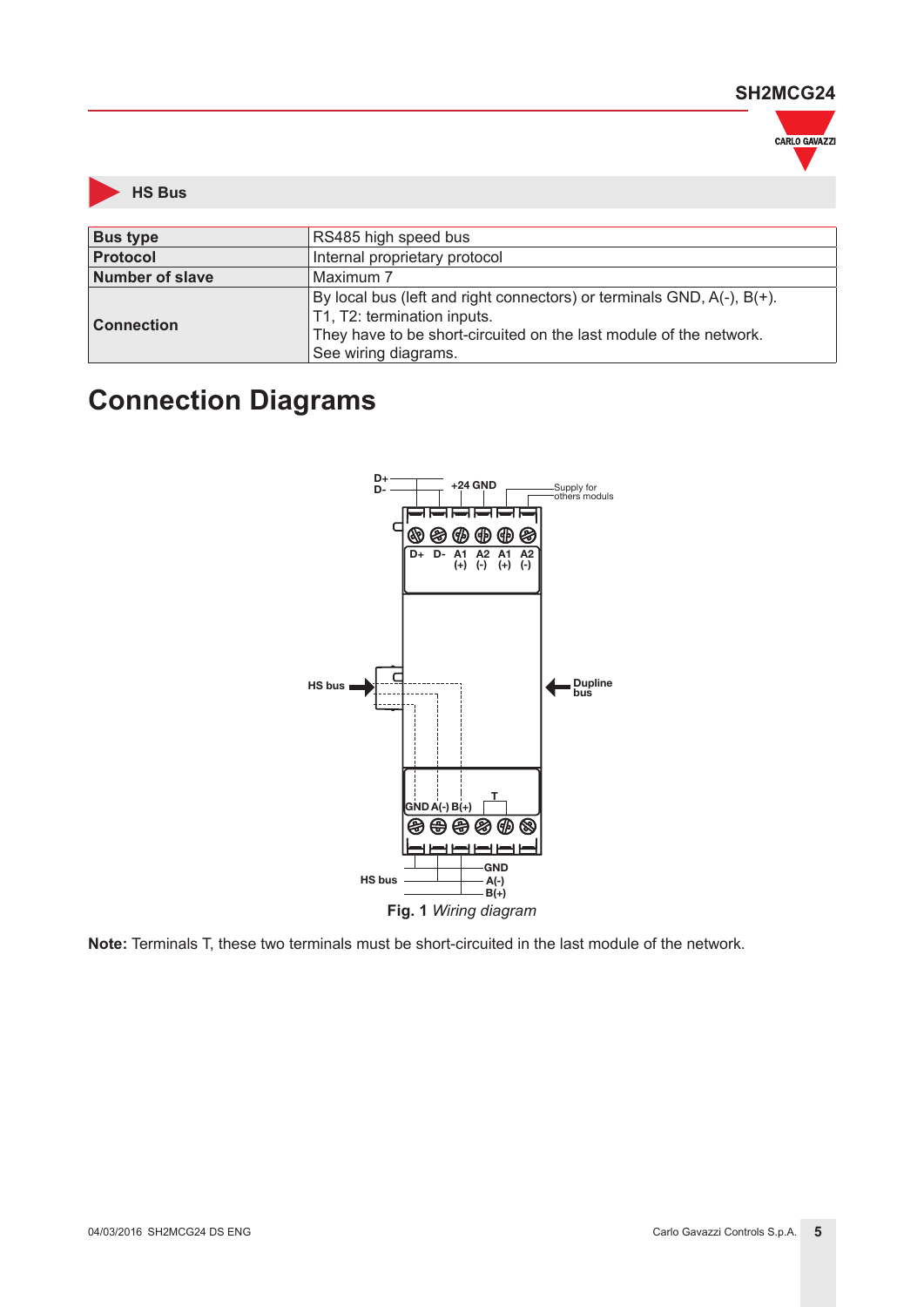## HS Bus

| | |
|---|---|
| **Bus type** | RS485 high speed bus |
| **Protocol** | Internal proprietary protocol |
| **Number of slave** | Maximum 7 |
| **Connection** | By local bus (left and right connectors) or terminals GND, A(-), B(+).<br>T1, T2: termination inputs.<br>They have to be short-circuited on the last module of the network.<br>See wiring diagrams. |

# Connection Diagrams

**Fig. 1** *Wiring diagram*

**Note:** Terminals T, these two terminals must be short-circuited in the last module of the network.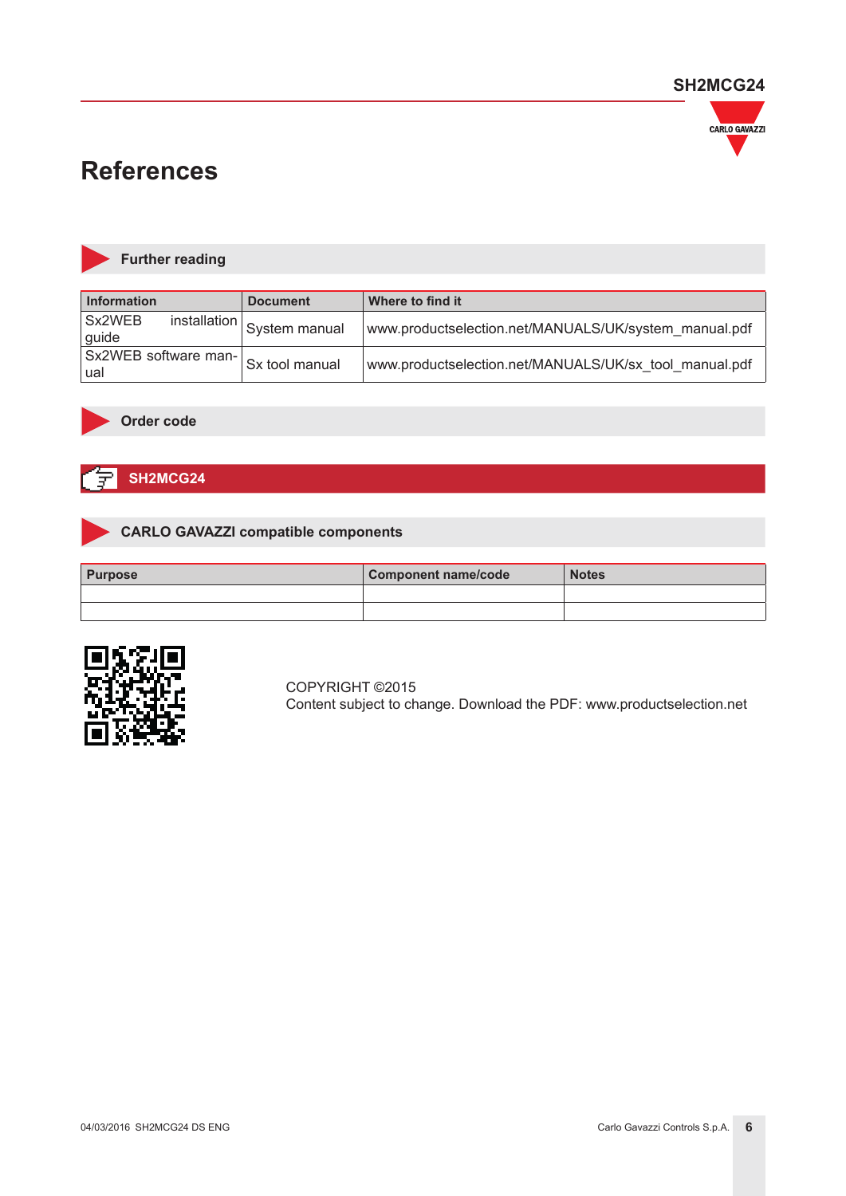# References

## Further reading

| Information | Document | Where to find it |
| --- | --- | --- |
| Sx2WEB installation guide | System manual | www.productselection.net/MANUALS/UK/system_manual.pdf |
| Sx2WEB software manual | Sx tool manual | www.productselection.net/MANUALS/UK/sx_tool_manual.pdf |

## Order code

**SH2MCG24**

## CARLO GAVAZZI compatible components

| Purpose | Component name/code | Notes |
| --- | --- | --- |
| | | |
| | | |

COPYRIGHT ©2015
Content subject to change. Download the PDF: www.productselection.net

04/03/2016 SH2MCG24 DS ENG

Carlo Gavazzi Controls S.p.A.